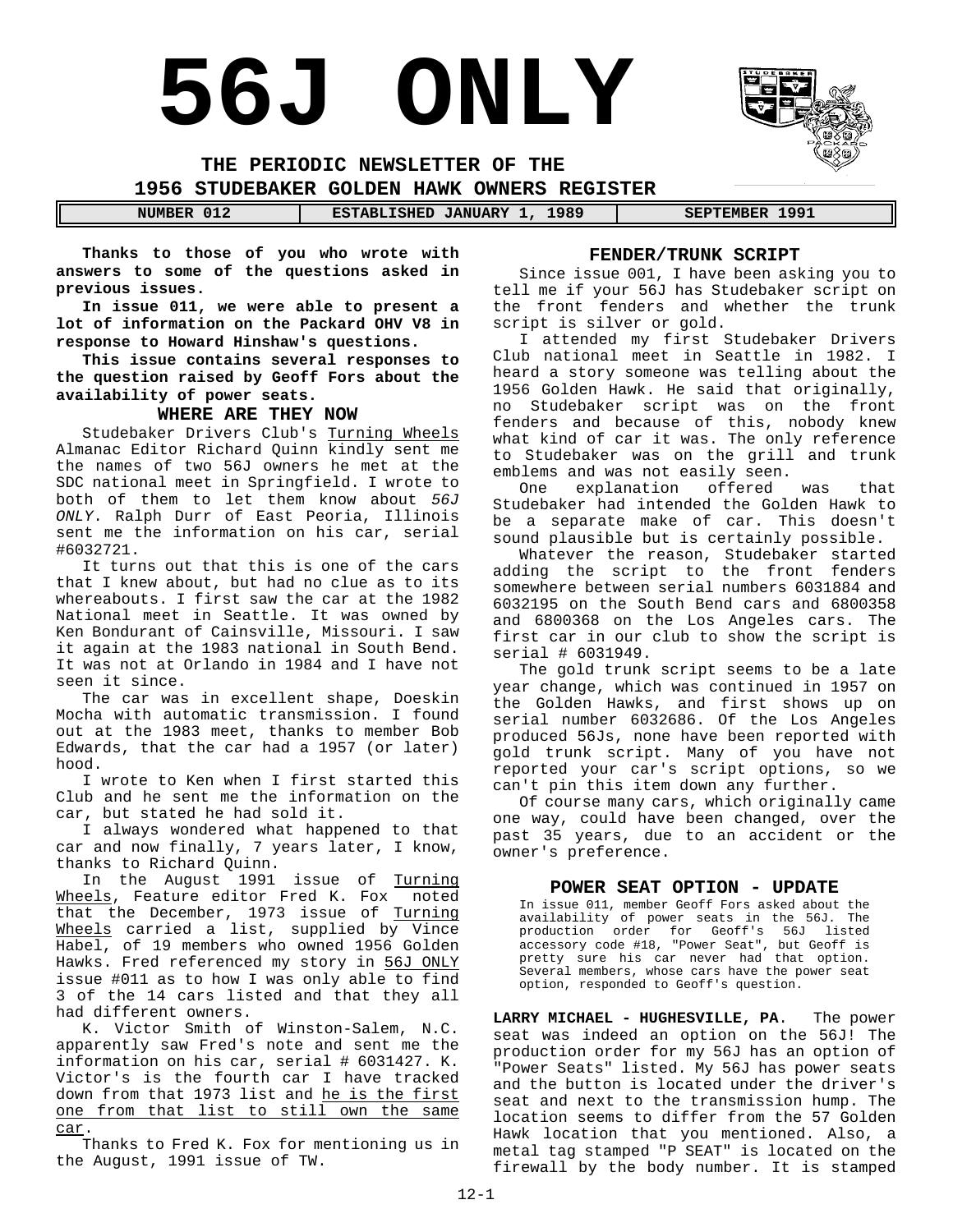# 56J ONLY

## THE PERIODIC NEWSLETTER OF THE
## 1956 STUDEBAKER GOLDEN HAWK OWNERS REGISTER

| NUMBER 012 | ESTABLISHED JANUARY 1, 1989 | SEPTEMBER 1991 |
|---|---|---|

**Thanks to those of you who wrote with answers to some of the questions asked in previous issues.**

**In issue 011, we were able to present a lot of information on the Packard OHV V8 in response to Howard Hinshaw's questions.**

**This issue contains several responses to the question raised by Geoff Fors about the availability of power seats.**

### WHERE ARE THEY NOW

Studebaker Drivers Club's Turning Wheels Almanac Editor Richard Quinn kindly sent me the names of two 56J owners he met at the SDC national meet in Springfield. I wrote to both of them to let them know about *56J ONLY*. Ralph Durr of East Peoria, Illinois sent me the information on his car, serial #6032721.

It turns out that this is one of the cars that I knew about, but had no clue as to its whereabouts. I first saw the car at the 1982 National meet in Seattle. It was owned by Ken Bondurant of Cainsville, Missouri. I saw it again at the 1983 national in South Bend. It was not at Orlando in 1984 and I have not seen it since.

The car was in excellent shape, Doeskin Mocha with automatic transmission. I found out at the 1983 meet, thanks to member Bob Edwards, that the car had a 1957 (or later) hood.

I wrote to Ken when I first started this Club and he sent me the information on the car, but stated he had sold it.

I always wondered what happened to that car and now finally, 7 years later, I know, thanks to Richard Quinn.

In the August 1991 issue of Turning Wheels, Feature editor Fred K. Fox noted that the December, 1973 issue of Turning Wheels carried a list, supplied by Vince Habel, of 19 members who owned 1956 Golden Hawks. Fred referenced my story in 56J ONLY issue #011 as to how I was only able to find 3 of the 14 cars listed and that they all had different owners.

K. Victor Smith of Winston-Salem, N.C. apparently saw Fred's note and sent me the information on his car, serial # 6031427. K. Victor's is the fourth car I have tracked down from that 1973 list and he is the first one from that list to still own the same car.

Thanks to Fred K. Fox for mentioning us in the August, 1991 issue of TW.

### FENDER/TRUNK SCRIPT

Since issue 001, I have been asking you to tell me if your 56J has Studebaker script on the front fenders and whether the trunk script is silver or gold.

I attended my first Studebaker Drivers Club national meet in Seattle in 1982. I heard a story someone was telling about the 1956 Golden Hawk. He said that originally, no Studebaker script was on the front fenders and because of this, nobody knew what kind of car it was. The only reference to Studebaker was on the grill and trunk emblems and was not easily seen.

One explanation offered was that Studebaker had intended the Golden Hawk to be a separate make of car. This doesn't sound plausible but is certainly possible.

Whatever the reason, Studebaker started adding the script to the front fenders somewhere between serial numbers 6031884 and 6032195 on the South Bend cars and 6800358 and 6800368 on the Los Angeles cars. The first car in our club to show the script is serial # 6031949.

The gold trunk script seems to be a late year change, which was continued in 1957 on the Golden Hawks, and first shows up on serial number 6032686. Of the Los Angeles produced 56Js, none have been reported with gold trunk script. Many of you have not reported your car's script options, so we can't pin this item down any further.

Of course many cars, which originally came one way, could have been changed, over the past 35 years, due to an accident or the owner's preference.

### POWER SEAT OPTION - UPDATE

In issue 011, member Geoff Fors asked about the availability of power seats in the 56J. The production order for Geoff's 56J listed accessory code #18, "Power Seat", but Geoff is pretty sure his car never had that option. Several members, whose cars have the power seat option, responded to Geoff's question.

**LARRY MICHAEL - HUGHESVILLE, PA.** The power seat was indeed an option on the 56J! The production order for my 56J has an option of "Power Seats" listed. My 56J has power seats and the button is located under the driver's seat and next to the transmission hump. The location seems to differ from the 57 Golden Hawk location that you mentioned. Also, a metal tag stamped "P SEAT" is located on the firewall by the body number. It is stamped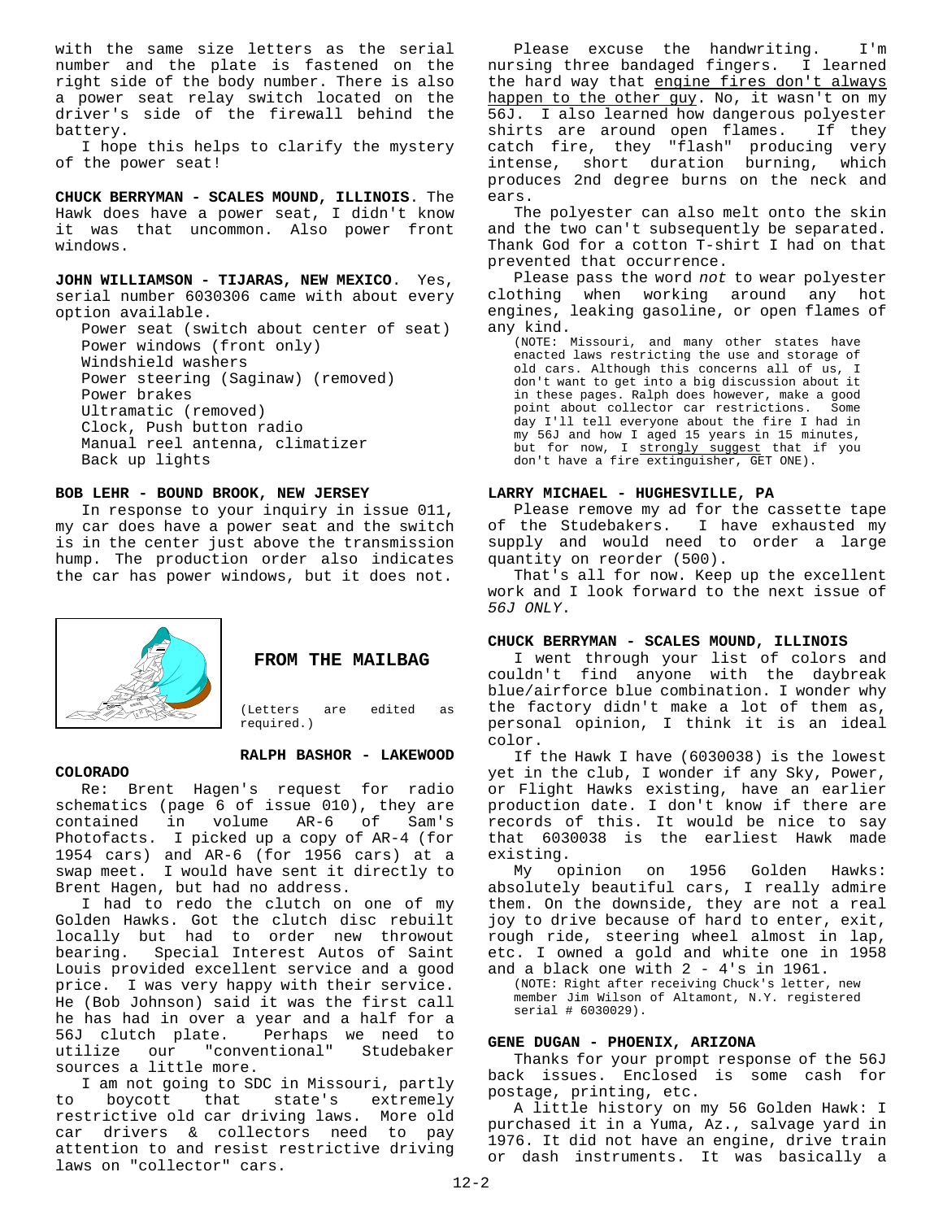with the same size letters as the serial number and the plate is fastened on the right side of the body number. There is also a power seat relay switch located on the driver's side of the firewall behind the battery.

I hope this helps to clarify the mystery of the power seat!

**CHUCK BERRYMAN - SCALES MOUND, ILLINOIS**. The Hawk does have a power seat, I didn't know it was that uncommon. Also power front windows.

**JOHN WILLIAMSON - TIJARAS, NEW MEXICO**. Yes, serial number 6030306 came with about every option available.

Power seat (switch about center of seat)
Power windows (front only)
Windshield washers
Power steering (Saginaw) (removed)
Power brakes
Ultramatic (removed)
Clock, Push button radio
Manual reel antenna, climatizer
Back up lights

**BOB LEHR - BOUND BROOK, NEW JERSEY**

In response to your inquiry in issue 011, my car does have a power seat and the switch is in the center just above the transmission hump. The production order also indicates the car has power windows, but it does not.

## FROM THE MAILBAG

(Letters are edited as required.)

**RALPH BASHOR - LAKEWOOD COLORADO**

Re: Brent Hagen's request for radio schematics (page 6 of issue 010), they are contained in volume AR-6 of Sam's Photofacts. I picked up a copy of AR-4 (for 1954 cars) and AR-6 (for 1956 cars) at a swap meet. I would have sent it directly to Brent Hagen, but had no address.

I had to redo the clutch on one of my Golden Hawks. Got the clutch disc rebuilt locally but had to order new throwout bearing. Special Interest Autos of Saint Louis provided excellent service and a good price. I was very happy with their service. He (Bob Johnson) said it was the first call he has had in over a year and a half for a 56J clutch plate. Perhaps we need to utilize our "conventional" Studebaker sources a little more.

I am not going to SDC in Missouri, partly to boycott that state's extremely restrictive old car driving laws. More old car drivers & collectors need to pay attention to and resist restrictive driving laws on "collector" cars.

Please excuse the handwriting. I'm nursing three bandaged fingers. I learned the hard way that engine fires don't always happen to the other guy. No, it wasn't on my 56J. I also learned how dangerous polyester shirts are around open flames. If they catch fire, they "flash" producing very intense, short duration burning, which produces 2nd degree burns on the neck and ears.

The polyester can also melt onto the skin and the two can't subsequently be separated. Thank God for a cotton T-shirt I had on that prevented that occurrence.

Please pass the word *not* to wear polyester clothing when working around any hot engines, leaking gasoline, or open flames of any kind.

(NOTE: Missouri, and many other states have enacted laws restricting the use and storage of old cars. Although this concerns all of us, I don't want to get into a big discussion about it in these pages. Ralph does however, make a good point about collector car restrictions. Some day I'll tell everyone about the fire I had in my 56J and how I aged 15 years in 15 minutes, but for now, I strongly suggest that if you don't have a fire extinguisher, GET ONE).

**LARRY MICHAEL - HUGHESVILLE, PA**

Please remove my ad for the cassette tape of the Studebakers. I have exhausted my supply and would need to order a large quantity on reorder (500).

That's all for now. Keep up the excellent work and I look forward to the next issue of *56J ONLY*.

**CHUCK BERRYMAN - SCALES MOUND, ILLINOIS**

I went through your list of colors and couldn't find anyone with the daybreak blue/airforce blue combination. I wonder why the factory didn't make a lot of them as, personal opinion, I think it is an ideal color.

If the Hawk I have (6030038) is the lowest yet in the club, I wonder if any Sky, Power, or Flight Hawks existing, have an earlier production date. I don't know if there are records of this. It would be nice to say that 6030038 is the earliest Hawk made existing.

My opinion on 1956 Golden Hawks: absolutely beautiful cars, I really admire them. On the downside, they are not a real joy to drive because of hard to enter, exit, rough ride, steering wheel almost in lap, etc. I owned a gold and white one in 1958 and a black one with 2 - 4's in 1961.

(NOTE: Right after receiving Chuck's letter, new member Jim Wilson of Altamont, N.Y. registered serial # 6030029).

**GENE DUGAN - PHOENIX, ARIZONA**

Thanks for your prompt response of the 56J back issues. Enclosed is some cash for postage, printing, etc.

A little history on my 56 Golden Hawk: I purchased it in a Yuma, Az., salvage yard in 1976. It did not have an engine, drive train or dash instruments. It was basically a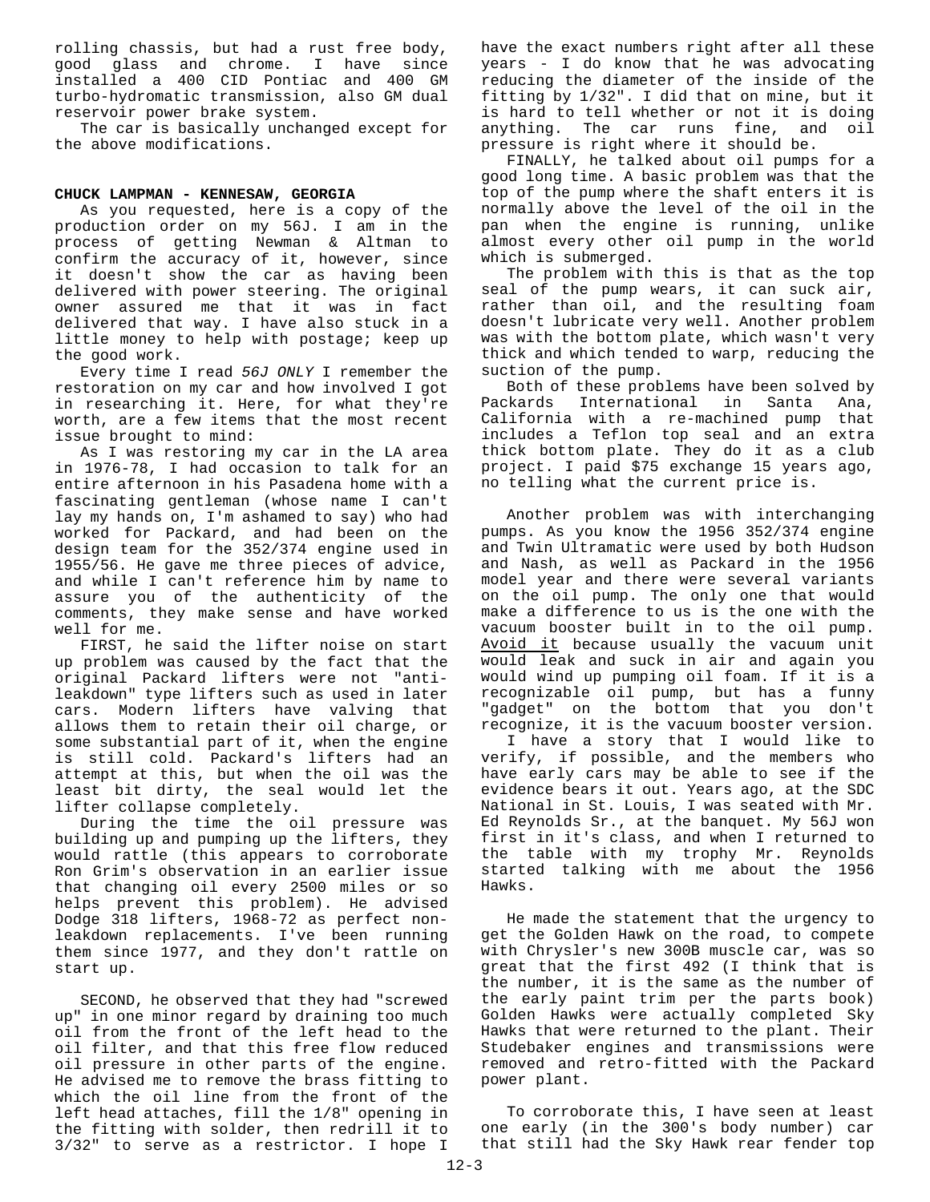rolling chassis, but had a rust free body, good glass and chrome. I have since installed a 400 CID Pontiac and 400 GM turbo-hydromatic transmission, also GM dual reservoir power brake system.

The car is basically unchanged except for the above modifications.

**CHUCK LAMPMAN - KENNESAW, GEORGIA**

As you requested, here is a copy of the production order on my 56J. I am in the process of getting Newman & Altman to confirm the accuracy of it, however, since it doesn't show the car as having been delivered with power steering. The original owner assured me that it was in fact delivered that way. I have also stuck in a little money to help with postage; keep up the good work.

Every time I read *56J ONLY* I remember the restoration on my car and how involved I got in researching it. Here, for what they're worth, are a few items that the most recent issue brought to mind:

As I was restoring my car in the LA area in 1976-78, I had occasion to talk for an entire afternoon in his Pasadena home with a fascinating gentleman (whose name I can't lay my hands on, I'm ashamed to say) who had worked for Packard, and had been on the design team for the 352/374 engine used in 1955/56. He gave me three pieces of advice, and while I can't reference him by name to assure you of the authenticity of the comments, they make sense and have worked well for me.

FIRST, he said the lifter noise on start up problem was caused by the fact that the original Packard lifters were not "anti-leakdown" type lifters such as used in later cars. Modern lifters have valving that allows them to retain their oil charge, or some substantial part of it, when the engine is still cold. Packard's lifters had an attempt at this, but when the oil was the least bit dirty, the seal would let the lifter collapse completely.

During the time the oil pressure was building up and pumping up the lifters, they would rattle (this appears to corroborate Ron Grim's observation in an earlier issue that changing oil every 2500 miles or so helps prevent this problem). He advised Dodge 318 lifters, 1968-72 as perfect non-leakdown replacements. I've been running them since 1977, and they don't rattle on start up.

SECOND, he observed that they had "screwed up" in one minor regard by draining too much oil from the front of the left head to the oil filter, and that this free flow reduced oil pressure in other parts of the engine. He advised me to remove the brass fitting to which the oil line from the front of the left head attaches, fill the 1/8" opening in the fitting with solder, then redrill it to 3/32" to serve as a restrictor. I hope I have the exact numbers right after all these years - I do know that he was advocating reducing the diameter of the inside of the fitting by 1/32". I did that on mine, but it is hard to tell whether or not it is doing anything. The car runs fine, and oil pressure is right where it should be.

FINALLY, he talked about oil pumps for a good long time. A basic problem was that the top of the pump where the shaft enters it is normally above the level of the oil in the pan when the engine is running, unlike almost every other oil pump in the world which is submerged.

The problem with this is that as the top seal of the pump wears, it can suck air, rather than oil, and the resulting foam doesn't lubricate very well. Another problem was with the bottom plate, which wasn't very thick and which tended to warp, reducing the suction of the pump.

Both of these problems have been solved by Packards International in Santa Ana, California with a re-machined pump that includes a Teflon top seal and an extra thick bottom plate. They do it as a club project. I paid $75 exchange 15 years ago, no telling what the current price is.

Another problem was with interchanging pumps. As you know the 1956 352/374 engine and Twin Ultramatic were used by both Hudson and Nash, as well as Packard in the 1956 model year and there were several variants on the oil pump. The only one that would make a difference to us is the one with the vacuum booster built in to the oil pump. Avoid it because usually the vacuum unit would leak and suck in air and again you would wind up pumping oil foam. If it is a recognizable oil pump, but has a funny "gadget" on the bottom that you don't recognize, it is the vacuum booster version.

I have a story that I would like to verify, if possible, and the members who have early cars may be able to see if the evidence bears it out. Years ago, at the SDC National in St. Louis, I was seated with Mr. Ed Reynolds Sr., at the banquet. My 56J won first in it's class, and when I returned to the table with my trophy Mr. Reynolds started talking with me about the 1956 Hawks.

He made the statement that the urgency to get the Golden Hawk on the road, to compete with Chrysler's new 300B muscle car, was so great that the first 492 (I think that is the number, it is the same as the number of the early paint trim per the parts book) Golden Hawks were actually completed Sky Hawks that were returned to the plant. Their Studebaker engines and transmissions were removed and retro-fitted with the Packard power plant.

To corroborate this, I have seen at least one early (in the 300's body number) car that still had the Sky Hawk rear fender top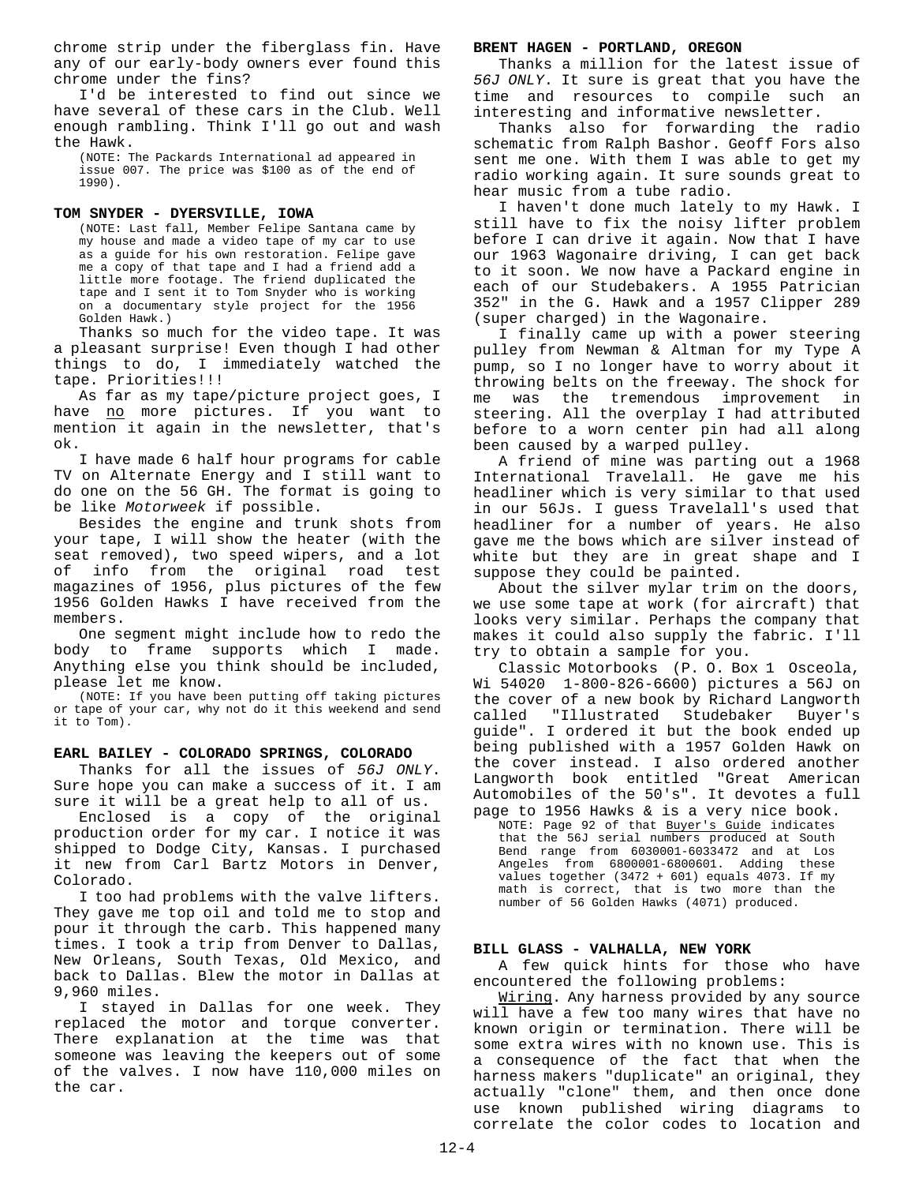chrome strip under the fiberglass fin. Have any of our early-body owners ever found this chrome under the fins?

I'd be interested to find out since we have several of these cars in the Club. Well enough rambling. Think I'll go out and wash the Hawk.

(NOTE: The Packards International ad appeared in issue 007. The price was $100 as of the end of 1990).

**TOM SNYDER - DYERSVILLE, IOWA**

(NOTE: Last fall, Member Felipe Santana came by my house and made a video tape of my car to use as a guide for his own restoration. Felipe gave me a copy of that tape and I had a friend add a little more footage. The friend duplicated the tape and I sent it to Tom Snyder who is working on a documentary style project for the 1956 Golden Hawk.)

Thanks so much for the video tape. It was a pleasant surprise! Even though I had other things to do, I immediately watched the tape. Priorities!!!

As far as my tape/picture project goes, I have <u>no</u> more pictures. If you want to mention it again in the newsletter, that's ok.

I have made 6 half hour programs for cable TV on Alternate Energy and I still want to do one on the 56 GH. The format is going to be like *Motorweek* if possible.

Besides the engine and trunk shots from your tape, I will show the heater (with the seat removed), two speed wipers, and a lot of info from the original road test magazines of 1956, plus pictures of the few 1956 Golden Hawks I have received from the members.

One segment might include how to redo the body to frame supports which I made. Anything else you think should be included, please let me know.

(NOTE: If you have been putting off taking pictures or tape of your car, why not do it this weekend and send it to Tom).

**EARL BAILEY - COLORADO SPRINGS, COLORADO**

Thanks for all the issues of *56J ONLY*. Sure hope you can make a success of it. I am sure it will be a great help to all of us.

Enclosed is a copy of the original production order for my car. I notice it was shipped to Dodge City, Kansas. I purchased it new from Carl Bartz Motors in Denver, Colorado.

I too had problems with the valve lifters. They gave me top oil and told me to stop and pour it through the carb. This happened many times. I took a trip from Denver to Dallas, New Orleans, South Texas, Old Mexico, and back to Dallas. Blew the motor in Dallas at 9,960 miles.

I stayed in Dallas for one week. They replaced the motor and torque converter. There explanation at the time was that someone was leaving the keepers out of some of the valves. I now have 110,000 miles on the car.

**BRENT HAGEN - PORTLAND, OREGON**

Thanks a million for the latest issue of *56J ONLY*. It sure is great that you have the time and resources to compile such an interesting and informative newsletter.

Thanks also for forwarding the radio schematic from Ralph Bashor. Geoff Fors also sent me one. With them I was able to get my radio working again. It sure sounds great to hear music from a tube radio.

I haven't done much lately to my Hawk. I still have to fix the noisy lifter problem before I can drive it again. Now that I have our 1963 Wagonaire driving, I can get back to it soon. We now have a Packard engine in each of our Studebakers. A 1955 Patrician 352" in the G. Hawk and a 1957 Clipper 289 (super charged) in the Wagonaire.

I finally came up with a power steering pulley from Newman & Altman for my Type A pump, so I no longer have to worry about it throwing belts on the freeway. The shock for me was the tremendous improvement in steering. All the overplay I had attributed before to a worn center pin had all along been caused by a warped pulley.

A friend of mine was parting out a 1968 International Travelall. He gave me his headliner which is very similar to that used in our 56Js. I guess Travelall's used that headliner for a number of years. He also gave me the bows which are silver instead of white but they are in great shape and I suppose they could be painted.

About the silver mylar trim on the doors, we use some tape at work (for aircraft) that looks very similar. Perhaps the company that makes it could also supply the fabric. I'll try to obtain a sample for you.

Classic Motorbooks (P. O. Box 1 Osceola, Wi 54020 1-800-826-6600) pictures a 56J on the cover of a new book by Richard Langworth called "Illustrated Studebaker Buyer's guide". I ordered it but the book ended up being published with a 1957 Golden Hawk on the cover instead. I also ordered another Langworth book entitled "Great American Automobiles of the 50's". It devotes a full page to 1956 Hawks & is a very nice book.

NOTE: Page 92 of that <u>Buyer's Guide</u> indicates that the 56J serial numbers produced at South Bend range from 6030001-6033472 and at Los Angeles from 6800001-6800601. Adding these values together (3472 + 601) equals 4073. If my math is correct, that is two more than the number of 56 Golden Hawks (4071) produced.

**BILL GLASS - VALHALLA, NEW YORK**

A few quick hints for those who have encountered the following problems:

<u>Wiring</u>. Any harness provided by any source will have a few too many wires that have no known origin or termination. There will be some extra wires with no known use. This is a consequence of the fact that when the harness makers "duplicate" an original, they actually "clone" them, and then once done use known published wiring diagrams to correlate the color codes to location and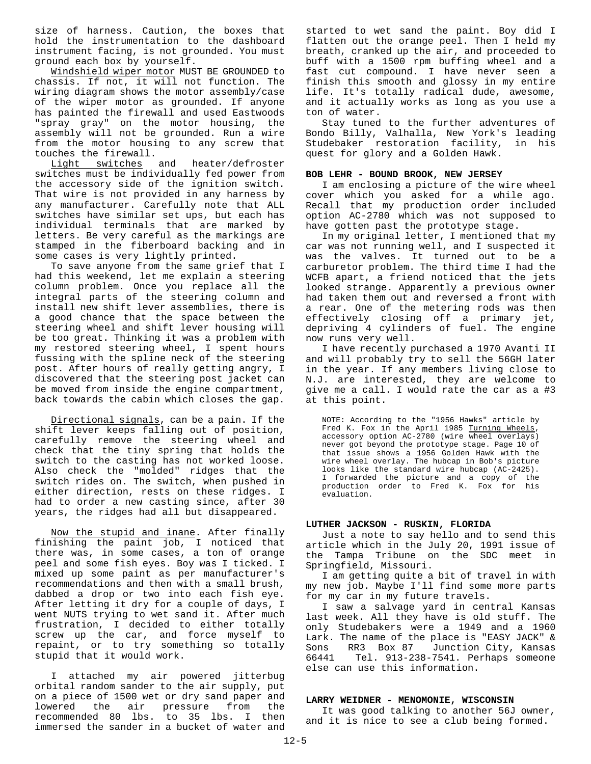size of harness. Caution, the boxes that hold the instrumentation to the dashboard instrument facing, is not grounded. You must ground each box by yourself.

Windshield wiper motor MUST BE GROUNDED to chassis. If not, it will not function. The wiring diagram shows the motor assembly/case of the wiper motor as grounded. If anyone has painted the firewall and used Eastwoods "spray gray" on the motor housing, the assembly will not be grounded. Run a wire from the motor housing to any screw that touches the firewall.

Light switches and heater/defroster switches must be individually fed power from the accessory side of the ignition switch. That wire is not provided in any harness by any manufacturer. Carefully note that ALL switches have similar set ups, but each has individual terminals that are marked by letters. Be very careful as the markings are stamped in the fiberboard backing and in some cases is very lightly printed.

To save anyone from the same grief that I had this weekend, let me explain a steering column problem. Once you replace all the integral parts of the steering column and install new shift lever assemblies, there is a good chance that the space between the steering wheel and shift lever housing will be too great. Thinking it was a problem with my restored steering wheel, I spent hours fussing with the spline neck of the steering post. After hours of really getting angry, I discovered that the steering post jacket can be moved from inside the engine compartment, back towards the cabin which closes the gap.

Directional signals, can be a pain. If the shift lever keeps falling out of position, carefully remove the steering wheel and check that the tiny spring that holds the switch to the casting has not worked loose. Also check the "molded" ridges that the switch rides on. The switch, when pushed in either direction, rests on these ridges. I had to order a new casting since, after 30 years, the ridges had all but disappeared.

Now the stupid and inane. After finally finishing the paint job, I noticed that there was, in some cases, a ton of orange peel and some fish eyes. Boy was I ticked. I mixed up some paint as per manufacturer's recommendations and then with a small brush, dabbed a drop or two into each fish eye. After letting it dry for a couple of days, I went NUTS trying to wet sand it. After much frustration, I decided to either totally screw up the car, and force myself to repaint, or to try something so totally stupid that it would work.

I attached my air powered jitterbug orbital random sander to the air supply, put on a piece of 1500 wet or dry sand paper and lowered the air pressure from the recommended 80 lbs. to 35 lbs. I then immersed the sander in a bucket of water and started to wet sand the paint. Boy did I flatten out the orange peel. Then I held my breath, cranked up the air, and proceeded to buff with a 1500 rpm buffing wheel and a fast cut compound. I have never seen a finish this smooth and glossy in my entire life. It's totally radical dude, awesome, and it actually works as long as you use a ton of water.

Stay tuned to the further adventures of Bondo Billy, Valhalla, New York's leading Studebaker restoration facility, in his quest for glory and a Golden Hawk.

**BOB LEHR - BOUND BROOK, NEW JERSEY**

I am enclosing a picture of the wire wheel cover which you asked for a while ago. Recall that my production order included option AC-2780 which was not supposed to have gotten past the prototype stage.

In my original letter, I mentioned that my car was not running well, and I suspected it was the valves. It turned out to be a carburetor problem. The third time I had the WCFB apart, a friend noticed that the jets looked strange. Apparently a previous owner had taken them out and reversed a front with a rear. One of the metering rods was then effectively closing off a primary jet, depriving 4 cylinders of fuel. The engine now runs very well.

I have recently purchased a 1970 Avanti II and will probably try to sell the 56GH later in the year. If any members living close to N.J. are interested, they are welcome to give me a call. I would rate the car as a #3 at this point.

> NOTE: According to the "1956 Hawks" article by Fred K. Fox in the April 1985 Turning Wheels, accessory option AC-2780 (wire wheel overlays) never got beyond the prototype stage. Page 10 of that issue shows a 1956 Golden Hawk with the wire wheel overlay. The hubcap in Bob's picture looks like the standard wire hubcap (AC-2425). I forwarded the picture and a copy of the production order to Fred K. Fox for his evaluation.

**LUTHER JACKSON - RUSKIN, FLORIDA**

Just a note to say hello and to send this article which in the July 20, 1991 issue of the Tampa Tribune on the SDC meet in Springfield, Missouri.

I am getting quite a bit of travel in with my new job. Maybe I'll find some more parts for my car in my future travels.

I saw a salvage yard in central Kansas last week. All they have is old stuff. The only Studebakers were a 1949 and a 1960 Lark. The name of the place is "EASY JACK" & Sons RR3 Box 87 Junction City, Kansas 66441 Tel. 913-238-7541. Perhaps someone else can use this information.

**LARRY WEIDNER - MENOMONIE, WISCONSIN**

It was good talking to another 56J owner, and it is nice to see a club being formed.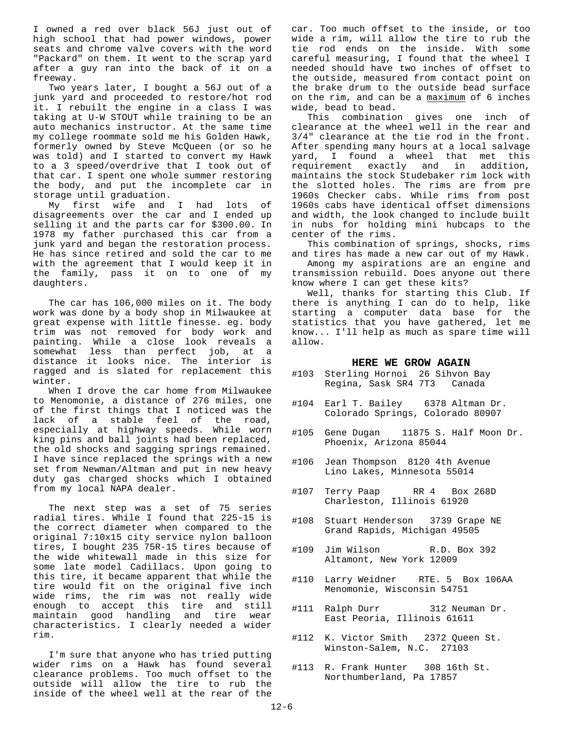I owned a red over black 56J just out of high school that had power windows, power seats and chrome valve covers with the word "Packard" on them. It went to the scrap yard after a guy ran into the back of it on a freeway.

Two years later, I bought a 56J out of a junk yard and proceeded to restore/hot rod it. I rebuilt the engine in a class I was taking at U-W STOUT while training to be an auto mechanics instructor. At the same time my college roommate sold me his Golden Hawk, formerly owned by Steve McQueen (or so he was told) and I started to convert my Hawk to a 3 speed/overdrive that I took out of that car. I spent one whole summer restoring the body, and put the incomplete car in storage until graduation.

My first wife and I had lots of disagreements over the car and I ended up selling it and the parts car for $300.00. In 1978 my father purchased this car from a junk yard and began the restoration process. He has since retired and sold the car to me with the agreement that I would keep it in the family, pass it on to one of my daughters.

The car has 106,000 miles on it. The body work was done by a body shop in Milwaukee at great expense with little finesse. eg. body trim was not removed for body work and painting. While a close look reveals a somewhat less than perfect job, at a distance it looks nice. The interior is ragged and is slated for replacement this winter.

When I drove the car home from Milwaukee to Menomonie, a distance of 276 miles, one of the first things that I noticed was the lack of a stable feel of the road, especially at highway speeds. While worn king pins and ball joints had been replaced, the old shocks and sagging springs remained. I have since replaced the springs with a new set from Newman/Altman and put in new heavy duty gas charged shocks which I obtained from my local NAPA dealer.

The next step was a set of 75 series radial tires. While I found that 225-15 is the correct diameter when compared to the original 7:10x15 city service nylon balloon tires, I bought 235 75R-15 tires because of the wide whitewall made in this size for some late model Cadillacs. Upon going to this tire, it became apparent that while the tire would fit on the original five inch wide rims, the rim was not really wide enough to accept this tire and still maintain good handling and tire wear characteristics. I clearly needed a wider rim.

I'm sure that anyone who has tried putting wider rims on a Hawk has found several clearance problems. Too much offset to the outside will allow the tire to rub the inside of the wheel well at the rear of the car. Too much offset to the inside, or too wide a rim, will allow the tire to rub the tie rod ends on the inside. With some careful measuring, I found that the wheel I needed should have two inches of offset to the outside, measured from contact point on the brake drum to the outside bead surface on the rim, and can be a <u>maximum</u> of 6 inches wide, bead to bead.

This combination gives one inch of clearance at the wheel well in the rear and 3/4" clearance at the tie rod in the front. After spending many hours at a local salvage yard, I found a wheel that met this requirement exactly and in addition, maintains the stock Studebaker rim lock with the slotted holes. The rims are from pre 1960s Checker cabs. While rims from post 1960s cabs have identical offset dimensions and width, the look changed to include built in nubs for holding mini hubcaps to the center of the rims.

This combination of springs, shocks, rims and tires has made a new car out of my Hawk.

Among my aspirations are an engine and transmission rebuild. Does anyone out there know where I can get these kits?

Well, thanks for starting this Club. If there is anything I can do to help, like starting a computer data base for the statistics that you have gathered, let me know... I'll help as much as spare time will allow.

## HERE WE GROW AGAIN

#103 Sterling Hornoi 26 Sihvon Bay
Regina, Sask SR4 7T3 Canada

#104 Earl T. Bailey 6378 Altman Dr.
Colorado Springs, Colorado 80907

#105 Gene Dugan 11875 S. Half Moon Dr.
Phoenix, Arizona 85044

#106 Jean Thompson 8120 4th Avenue
Lino Lakes, Minnesota 55014

#107 Terry Paap RR 4 Box 268D
Charleston, Illinois 61920

#108 Stuart Henderson 3739 Grape NE
Grand Rapids, Michigan 49505

#109 Jim Wilson R.D. Box 392
Altamont, New York 12009

#110 Larry Weidner RTE. 5 Box 106AA
Menomonie, Wisconsin 54751

#111 Ralph Durr 312 Neuman Dr.
East Peoria, Illinois 61611

#112 K. Victor Smith 2372 Queen St.
Winston-Salem, N.C. 27103

#113 R. Frank Hunter 308 16th St.
Northumberland, Pa 17857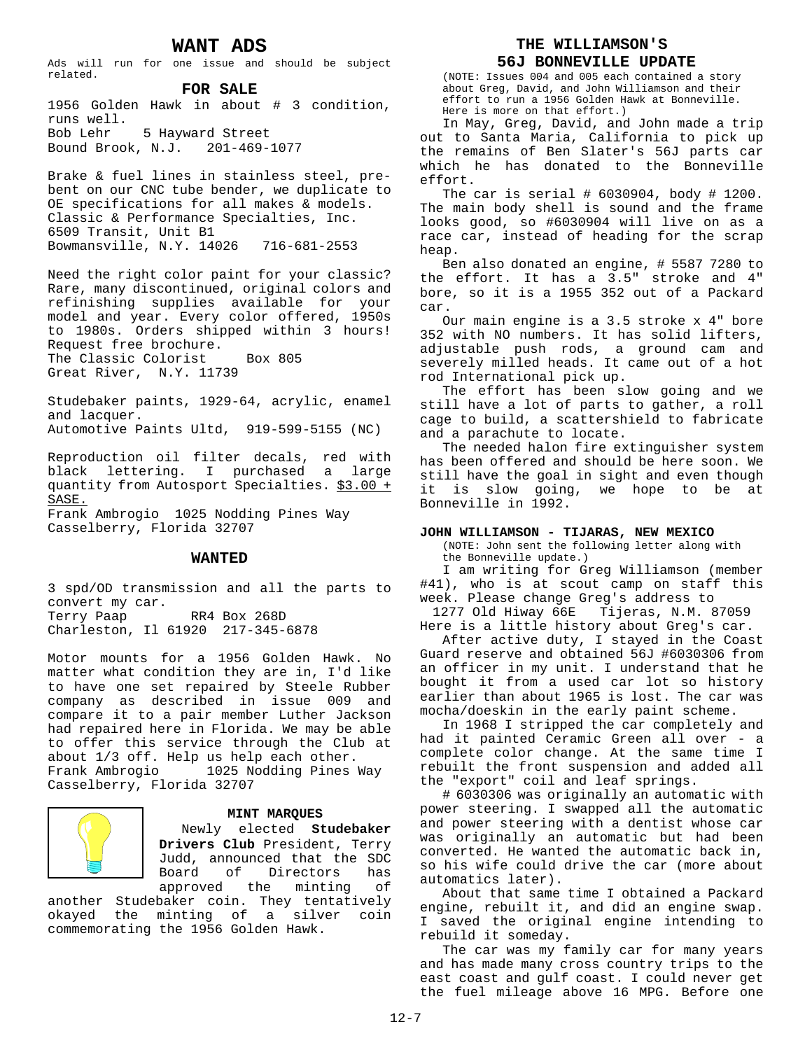## WANT ADS

Ads will run for one issue and should be subject related.

### FOR SALE

1956 Golden Hawk in about # 3 condition, runs well.
Bob Lehr  5 Hayward Street
Bound Brook, N.J.  201-469-1077

Brake & fuel lines in stainless steel, pre-bent on our CNC tube bender, we duplicate to OE specifications for all makes & models.
Classic & Performance Specialties, Inc.
6509 Transit, Unit B1
Bowmansville, N.Y. 14026  716-681-2553

Need the right color paint for your classic? Rare, many discontinued, original colors and refinishing supplies available for your model and year. Every color offered, 1950s to 1980s. Orders shipped within 3 hours! Request free brochure.
The Classic Colorist  Box 805
Great River, N.Y. 11739

Studebaker paints, 1929-64, acrylic, enamel and lacquer.
Automotive Paints Ultd, 919-599-5155 (NC)

Reproduction oil filter decals, red with black lettering. I purchased a large quantity from Autosport Specialties. $3.00 + SASE.
Frank Ambrogio 1025 Nodding Pines Way
Casselberry, Florida 32707

### WANTED

3 spd/OD transmission and all the parts to convert my car.
Terry Paap  RR4 Box 268D
Charleston, Il 61920 217-345-6878

Motor mounts for a 1956 Golden Hawk. No matter what condition they are in, I'd like to have one set repaired by Steele Rubber company as described in issue 009 and compare it to a pair member Luther Jackson had repaired here in Florida. We may be able to offer this service through the Club at about 1/3 off. Help us help each other.
Frank Ambrogio  1025 Nodding Pines Way
Casselberry, Florida 32707

### MINT MARQUES

Newly elected **Studebaker Drivers Club** President, Terry Judd, announced that the SDC Board of Directors has approved the minting of another Studebaker coin. They tentatively okayed the minting of a silver coin commemorating the 1956 Golden Hawk.

## THE WILLIAMSON'S 56J BONNEVILLE UPDATE

(NOTE: Issues 004 and 005 each contained a story about Greg, David, and John Williamson and their effort to run a 1956 Golden Hawk at Bonneville. Here is more on that effort.)

In May, Greg, David, and John made a trip out to Santa Maria, California to pick up the remains of Ben Slater's 56J parts car which he has donated to the Bonneville effort.

The car is serial # 6030904, body # 1200. The main body shell is sound and the frame looks good, so #6030904 will live on as a race car, instead of heading for the scrap heap.

Ben also donated an engine, # 5587 7280 to the effort. It has a 3.5" stroke and 4" bore, so it is a 1955 352 out of a Packard car.

Our main engine is a 3.5 stroke x 4" bore 352 with NO numbers. It has solid lifters, adjustable push rods, a ground cam and severely milled heads. It came out of a hot rod International pick up.

The effort has been slow going and we still have a lot of parts to gather, a roll cage to build, a scattershield to fabricate and a parachute to locate.

The needed halon fire extinguisher system has been offered and should be here soon. We still have the goal in sight and even though it is slow going, we hope to be at Bonneville in 1992.

**JOHN WILLIAMSON - TIJARAS, NEW MEXICO**

(NOTE: John sent the following letter along with the Bonneville update.)

I am writing for Greg Williamson (member #41), who is at scout camp on staff this week. Please change Greg's address to
1277 Old Hiway 66E  Tijeras, N.M. 87059
Here is a little history about Greg's car.

After active duty, I stayed in the Coast Guard reserve and obtained 56J #6030306 from an officer in my unit. I understand that he bought it from a used car lot so history earlier than about 1965 is lost. The car was mocha/doeskin in the early paint scheme.

In 1968 I stripped the car completely and had it painted Ceramic Green all over - a complete color change. At the same time I rebuilt the front suspension and added all the "export" coil and leaf springs.

# 6030306 was originally an automatic with power steering. I swapped all the automatic and power steering with a dentist whose car was originally an automatic but had been converted. He wanted the automatic back in, so his wife could drive the car (more about automatics later).

About that same time I obtained a Packard engine, rebuilt it, and did an engine swap. I saved the original engine intending to rebuild it someday.

The car was my family car for many years and has made many cross country trips to the east coast and gulf coast. I could never get the fuel mileage above 16 MPG. Before one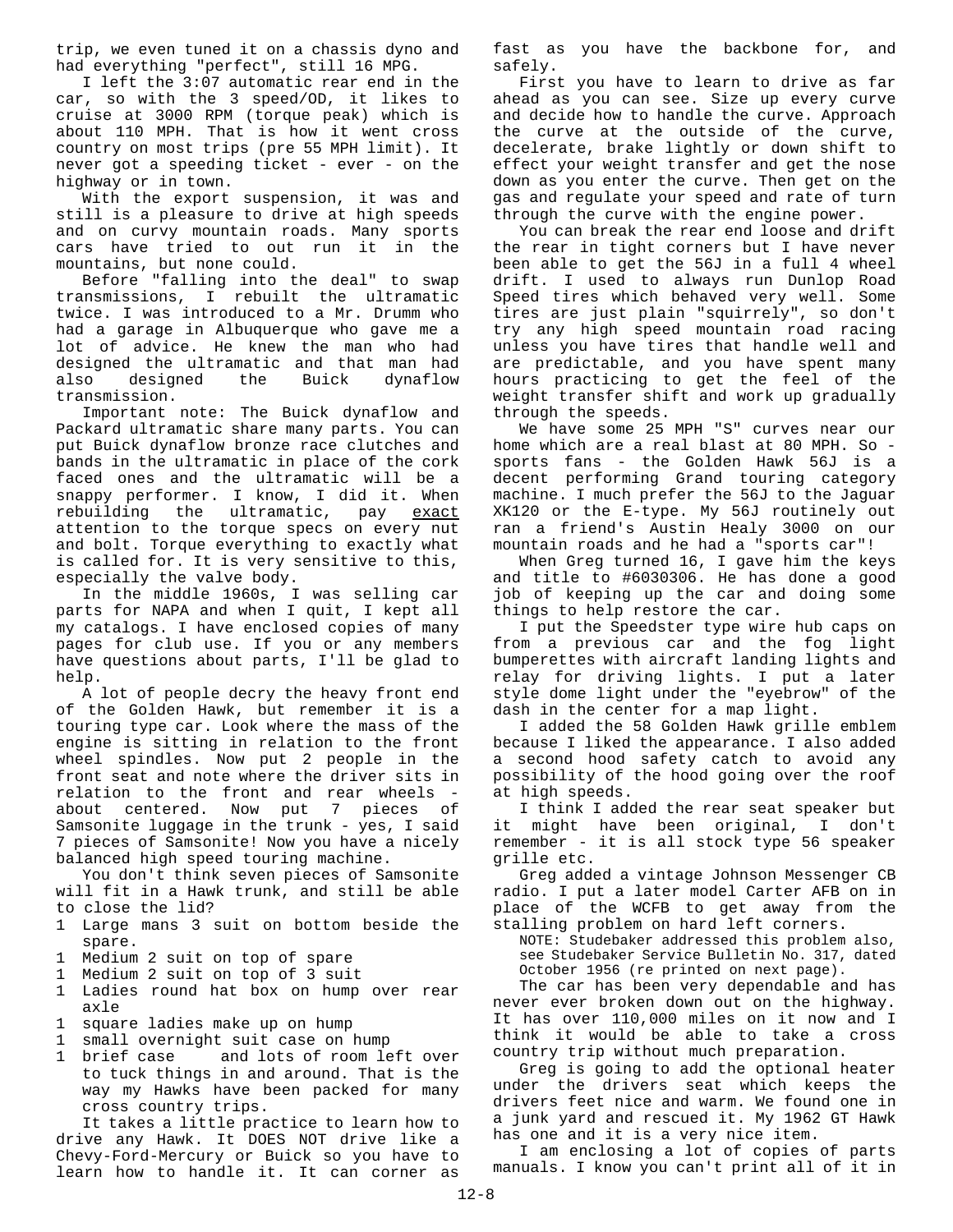trip, we even tuned it on a chassis dyno and had everything "perfect", still 16 MPG.

I left the 3:07 automatic rear end in the car, so with the 3 speed/OD, it likes to cruise at 3000 RPM (torque peak) which is about 110 MPH. That is how it went cross country on most trips (pre 55 MPH limit). It never got a speeding ticket - ever - on the highway or in town.

With the export suspension, it was and still is a pleasure to drive at high speeds and on curvy mountain roads. Many sports cars have tried to out run it in the mountains, but none could.

Before "falling into the deal" to swap transmissions, I rebuilt the ultramatic twice. I was introduced to a Mr. Drumm who had a garage in Albuquerque who gave me a lot of advice. He knew the man who had designed the ultramatic and that man had also designed the Buick dynaflow transmission.

Important note: The Buick dynaflow and Packard ultramatic share many parts. You can put Buick dynaflow bronze race clutches and bands in the ultramatic in place of the cork faced ones and the ultramatic will be a snappy performer. I know, I did it. When rebuilding the ultramatic, pay exact attention to the torque specs on every nut and bolt. Torque everything to exactly what is called for. It is very sensitive to this, especially the valve body.

In the middle 1960s, I was selling car parts for NAPA and when I quit, I kept all my catalogs. I have enclosed copies of many pages for club use. If you or any members have questions about parts, I'll be glad to help.

A lot of people decry the heavy front end of the Golden Hawk, but remember it is a touring type car. Look where the mass of the engine is sitting in relation to the front wheel spindles. Now put 2 people in the front seat and note where the driver sits in relation to the front and rear wheels - about centered. Now put 7 pieces of Samsonite luggage in the trunk - yes, I said 7 pieces of Samsonite! Now you have a nicely balanced high speed touring machine.

You don't think seven pieces of Samsonite will fit in a Hawk trunk, and still be able to close the lid?

1 Large mans 3 suit on bottom beside the spare.
1 Medium 2 suit on top of spare
1 Medium 2 suit on top of 3 suit
1 Ladies round hat box on hump over rear axle
1 square ladies make up on hump
1 small overnight suit case on hump
1 brief case and lots of room left over to tuck things in and around. That is the way my Hawks have been packed for many cross country trips.

It takes a little practice to learn how to drive any Hawk. It DOES NOT drive like a Chevy-Ford-Mercury or Buick so you have to learn how to handle it. It can corner as fast as you have the backbone for, and safely.

First you have to learn to drive as far ahead as you can see. Size up every curve and decide how to handle the curve. Approach the curve at the outside of the curve, decelerate, brake lightly or down shift to effect your weight transfer and get the nose down as you enter the curve. Then get on the gas and regulate your speed and rate of turn through the curve with the engine power.

You can break the rear end loose and drift the rear in tight corners but I have never been able to get the 56J in a full 4 wheel drift. I used to always run Dunlop Road Speed tires which behaved very well. Some tires are just plain "squirrely", so don't try any high speed mountain road racing unless you have tires that handle well and are predictable, and you have spent many hours practicing to get the feel of the weight transfer shift and work up gradually through the speeds.

We have some 25 MPH "S" curves near our home which are a real blast at 80 MPH. So - sports fans - the Golden Hawk 56J is a decent performing Grand touring category machine. I much prefer the 56J to the Jaguar XK120 or the E-type. My 56J routinely out ran a friend's Austin Healy 3000 on our mountain roads and he had a "sports car"!

When Greg turned 16, I gave him the keys and title to #6030306. He has done a good job of keeping up the car and doing some things to help restore the car.

I put the Speedster type wire hub caps on from a previous car and the fog light bumperettes with aircraft landing lights and relay for driving lights. I put a later style dome light under the "eyebrow" of the dash in the center for a map light.

I added the 58 Golden Hawk grille emblem because I liked the appearance. I also added a second hood safety catch to avoid any possibility of the hood going over the roof at high speeds.

I think I added the rear seat speaker but it might have been original, I don't remember - it is all stock type 56 speaker grille etc.

Greg added a vintage Johnson Messenger CB radio. I put a later model Carter AFB on in place of the WCFB to get away from the stalling problem on hard left corners.

NOTE: Studebaker addressed this problem also, see Studebaker Service Bulletin No. 317, dated October 1956 (re printed on next page).

The car has been very dependable and has never ever broken down out on the highway. It has over 110,000 miles on it now and I think it would be able to take a cross country trip without much preparation.

Greg is going to add the optional heater under the drivers seat which keeps the drivers feet nice and warm. We found one in a junk yard and rescued it. My 1962 GT Hawk has one and it is a very nice item.

I am enclosing a lot of copies of parts manuals. I know you can't print all of it in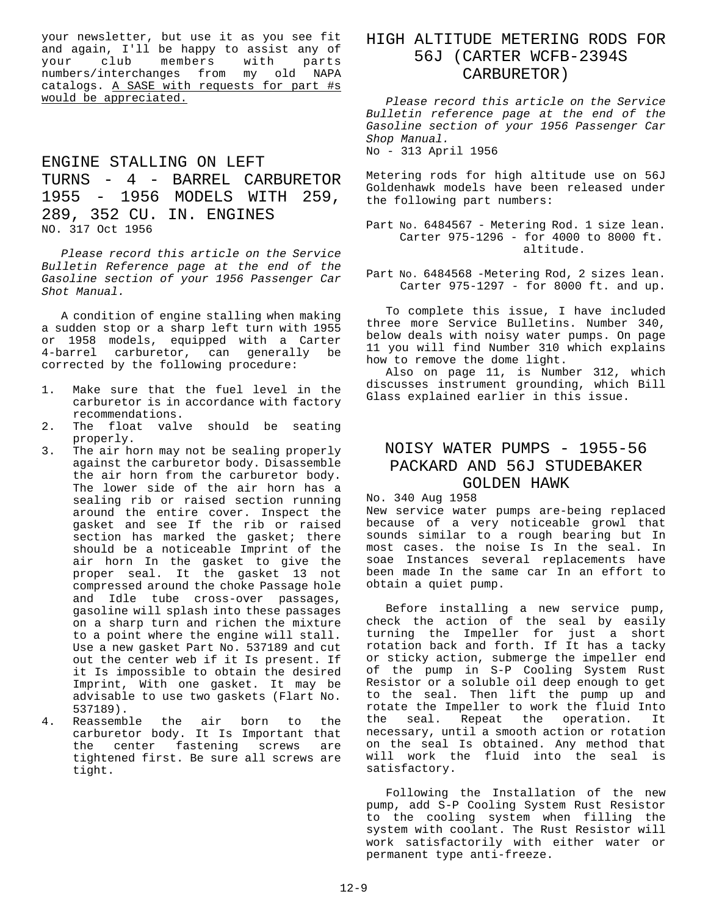your newsletter, but use it as you see fit and again, I'll be happy to assist any of your club members with parts numbers/interchanges from my old NAPA catalogs. A SASE with requests for part #s would be appreciated.

## ENGINE STALLING ON LEFT TURNS - 4 - BARREL CARBURETOR 1955 - 1956 MODELS WITH 259, 289, 352 CU. IN. ENGINES

NO. 317 Oct 1956

*Please record this article on the Service Bulletin Reference page at the end of the Gasoline section of your 1956 Passenger Car Shot Manual.*

A condition of engine stalling when making a sudden stop or a sharp left turn with 1955 or 1958 models, equipped with a Carter 4-barrel carburetor, can generally be corrected by the following procedure:

1. Make sure that the fuel level in the carburetor is in accordance with factory recommendations.
2. The float valve should be seating properly.
3. The air horn may not be sealing properly against the carburetor body. Disassemble the air horn from the carburetor body. The lower side of the air horn has a sealing rib or raised section running around the entire cover. Inspect the gasket and see If the rib or raised section has marked the gasket; there should be a noticeable Imprint of the air horn In the gasket to give the proper seal. It the gasket 13 not compressed around the choke Passage hole and Idle tube cross-over passages, gasoline will splash into these passages on a sharp turn and richen the mixture to a point where the engine will stall. Use a new gasket Part No. 537189 and cut out the center web if it Is present. If it Is impossible to obtain the desired Imprint, With one gasket. It may be advisable to use two gaskets (Flart No. 537189).
4. Reassemble the air born to the carburetor body. It Is Important that the center fastening screws are tightened first. Be sure all screws are tight.

## HIGH ALTITUDE METERING RODS FOR 56J (CARTER WCFB-2394S CARBURETOR)

*Please record this article on the Service Bulletin reference page at the end of the Gasoline section of your 1956 Passenger Car Shop Manual.*
No - 313 April 1956

Metering rods for high altitude use on 56J Goldenhawk models have been released under the following part numbers:

Part No. 6484567 - Metering Rod. 1 size lean. Carter 975-1296 - for 4000 to 8000 ft. altitude.

Part No. 6484568 -Metering Rod, 2 sizes lean. Carter 975-1297 - for 8000 ft. and up.

To complete this issue, I have included three more Service Bulletins. Number 340, below deals with noisy water pumps. On page 11 you will find Number 310 which explains how to remove the dome light.
Also on page 11, is Number 312, which discusses instrument grounding, which Bill Glass explained earlier in this issue.

## NOISY WATER PUMPS - 1955-56 PACKARD AND 56J STUDEBAKER GOLDEN HAWK

No. 340 Aug 1958
New service water pumps are-being replaced because of a very noticeable growl that sounds similar to a rough bearing but In most cases. the noise Is In the seal. In soae Instances several replacements have been made In the same car In an effort to obtain a quiet pump.

Before installing a new service pump, check the action of the seal by easily turning the Impeller for just a short rotation back and forth. If It has a tacky or sticky action, submerge the impeller end of the pump in S-P Cooling System Rust Resistor or a soluble oil deep enough to get to the seal. Then lift the pump up and rotate the Impeller to work the fluid Into the seal. Repeat the operation. It necessary, until a smooth action or rotation on the seal Is obtained. Any method that will work the fluid into the seal is satisfactory.

Following the Installation of the new pump, add S-P Cooling System Rust Resistor to the cooling system when filling the system with coolant. The Rust Resistor will work satisfactorily with either water or permanent type anti-freeze.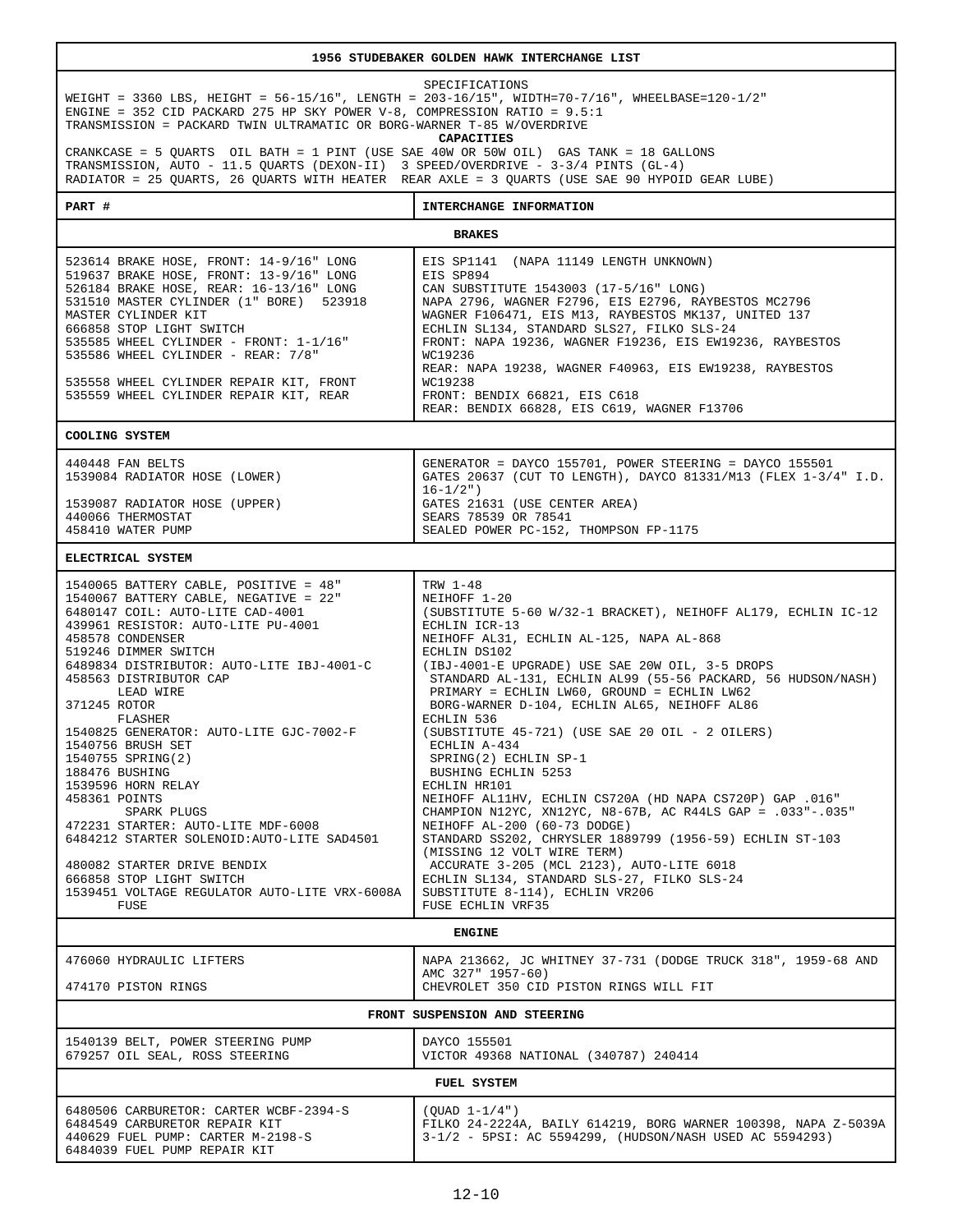# 1956 STUDEBAKER GOLDEN HAWK INTERCHANGE LIST

SPECIFICATIONS

WEIGHT = 3360 LBS, HEIGHT = 56-15/16", LENGTH = 203-16/15", WIDTH=70-7/16", WHEELBASE=120-1/2"
ENGINE = 352 CID PACKARD 275 HP SKY POWER V-8, COMPRESSION RATIO = 9.5:1
TRANSMISSION = PACKARD TWIN ULTRAMATIC OR BORG-WARNER T-85 W/OVERDRIVE

**CAPACITIES**

CRANKCASE = 5 QUARTS OIL BATH = 1 PINT (USE SAE 40W OR 50W OIL) GAS TANK = 18 GALLONS
TRANSMISSION, AUTO - 11.5 QUARTS (DEXON-II) 3 SPEED/OVERDRIVE - 3-3/4 PINTS (GL-4)
RADIATOR = 25 QUARTS, 26 QUARTS WITH HEATER REAR AXLE = 3 QUARTS (USE SAE 90 HYPOID GEAR LUBE)

| PART # | INTERCHANGE INFORMATION |
|---|---|
| **BRAKES** | |
| 523614 BRAKE HOSE, FRONT: 14-9/16" LONG | EIS SP1141 (NAPA 11149 LENGTH UNKNOWN) |
| 519637 BRAKE HOSE, FRONT: 13-9/16" LONG | EIS SP894 |
| 526184 BRAKE HOSE, REAR: 16-13/16" LONG | CAN SUBSTITUTE 1543003 (17-5/16" LONG) |
| 531510 MASTER CYLINDER (1" BORE) 523918 | NAPA 2796, WAGNER F2796, EIS E2796, RAYBESTOS MC2796 |
| MASTER CYLINDER KIT | WAGNER F106471, EIS M13, RAYBESTOS MK137, UNITED 137 |
| 666858 STOP LIGHT SWITCH | ECHLIN SL134, STANDARD SLS27, FILKO SLS-24 |
| 535585 WHEEL CYLINDER - FRONT: 1-1/16" | FRONT: NAPA 19236, WAGNER F19236, EIS EW19236, RAYBESTOS WC19236 |
| 535586 WHEEL CYLINDER - REAR: 7/8" | REAR: NAPA 19238, WAGNER F40963, EIS EW19238, RAYBESTOS WC19238 |
| 535558 WHEEL CYLINDER REPAIR KIT, FRONT | FRONT: BENDIX 66821, EIS C618 |
| 535559 WHEEL CYLINDER REPAIR KIT, REAR | REAR: BENDIX 66828, EIS C619, WAGNER F13706 |
| **COOLING SYSTEM** | |
| 440448 FAN BELTS | GENERATOR = DAYCO 155701, POWER STEERING = DAYCO 155501 |
| 1539084 RADIATOR HOSE (LOWER) | GATES 20637 (CUT TO LENGTH), DAYCO 81331/M13 (FLEX 1-3/4" I.D. 16-1/2") |
| 1539087 RADIATOR HOSE (UPPER) | GATES 21631 (USE CENTER AREA) |
| 440066 THERMOSTAT | SEARS 78539 OR 78541 |
| 458410 WATER PUMP | SEALED POWER PC-152, THOMPSON FP-1175 |
| **ELECTRICAL SYSTEM** | |
| 1540065 BATTERY CABLE, POSITIVE = 48" | TRW 1-48 |
| 1540067 BATTERY CABLE, NEGATIVE = 22" | NEIHOFF 1-20 |
| 6480147 COIL: AUTO-LITE CAD-4001 | (SUBSTITUTE 5-60 W/32-1 BRACKET), NEIHOFF AL179, ECHLIN IC-12 |
| 439961 RESISTOR: AUTO-LITE PU-4001 | ECHLIN ICR-13 |
| 458578 CONDENSER | NEIHOFF AL31, ECHLIN AL-125, NAPA AL-868 |
| 519246 DIMMER SWITCH | ECHLIN DS102 |
| 6489834 DISTRIBUTOR: AUTO-LITE IBJ-4001-C | (IBJ-4001-E UPGRADE) USE SAE 20W OIL, 3-5 DROPS |
| 458563 DISTRIBUTOR CAP | STANDARD AL-131, ECHLIN AL99 (55-56 PACKARD, 56 HUDSON/NASH) |
| LEAD WIRE | PRIMARY = ECHLIN LW60, GROUND = ECHLIN LW62 |
| 371245 ROTOR | BORG-WARNER D-104, ECHLIN AL65, NEIHOFF AL86 |
| FLASHER | ECHLIN 536 |
| 1540825 GENERATOR: AUTO-LITE GJC-7002-F | (SUBSTITUTE 45-721) (USE SAE 20 OIL - 2 OILERS) |
| 1540756 BRUSH SET | ECHLIN A-434 |
| 1540755 SPRING(2) | SPRING(2) ECHLIN SP-1 |
| 188476 BUSHING | BUSHING ECHLIN 5253 |
| 1539596 HORN RELAY | ECHLIN HR101 |
| 458361 POINTS | NEIHOFF AL11HV, ECHLIN CS720A (HD NAPA CS720P) GAP .016" |
| SPARK PLUGS | CHAMPION N12YC, XN12YC, N8-67B, AC R44LS GAP = .033"-.035" |
| 472231 STARTER: AUTO-LITE MDF-6008 | NEIHOFF AL-200 (60-73 DODGE) |
| 6484212 STARTER SOLENOID:AUTO-LITE SAD4501 | STANDARD SS202, CHRYSLER 1889799 (1956-59) ECHLIN ST-103 (MISSING 12 VOLT WIRE TERM) |
| 480082 STARTER DRIVE BENDIX | ACCURATE 3-205 (MCL 2123), AUTO-LITE 6018 |
| 666858 STOP LIGHT SWITCH | ECHLIN SL134, STANDARD SLS-27, FILKO SLS-24 |
| 1539451 VOLTAGE REGULATOR AUTO-LITE VRX-6008A | SUBSTITUTE 8-114), ECHLIN VR206 |
| FUSE | FUSE ECHLIN VRF35 |
| **ENGINE** | |
| 476060 HYDRAULIC LIFTERS | NAPA 213662, JC WHITNEY 37-731 (DODGE TRUCK 318", 1959-68 AND AMC 327" 1957-60) |
| 474170 PISTON RINGS | CHEVROLET 350 CID PISTON RINGS WILL FIT |
| **FRONT SUSPENSION AND STEERING** | |
| 1540139 BELT, POWER STEERING PUMP | DAYCO 155501 |
| 679257 OIL SEAL, ROSS STEERING | VICTOR 49368 NATIONAL (340787) 240414 |
| **FUEL SYSTEM** | |
| 6480506 CARBURETOR: CARTER WCBF-2394-S | (QUAD 1-1/4") |
| 6484549 CARBURETOR REPAIR KIT | FILKO 24-2224A, BAILY 614219, BORG WARNER 100398, NAPA Z-5039A |
| 440629 FUEL PUMP: CARTER M-2198-S | 3-1/2 - 5PSI: AC 5594299, (HUDSON/NASH USED AC 5594293) |
| 6484039 FUEL PUMP REPAIR KIT | |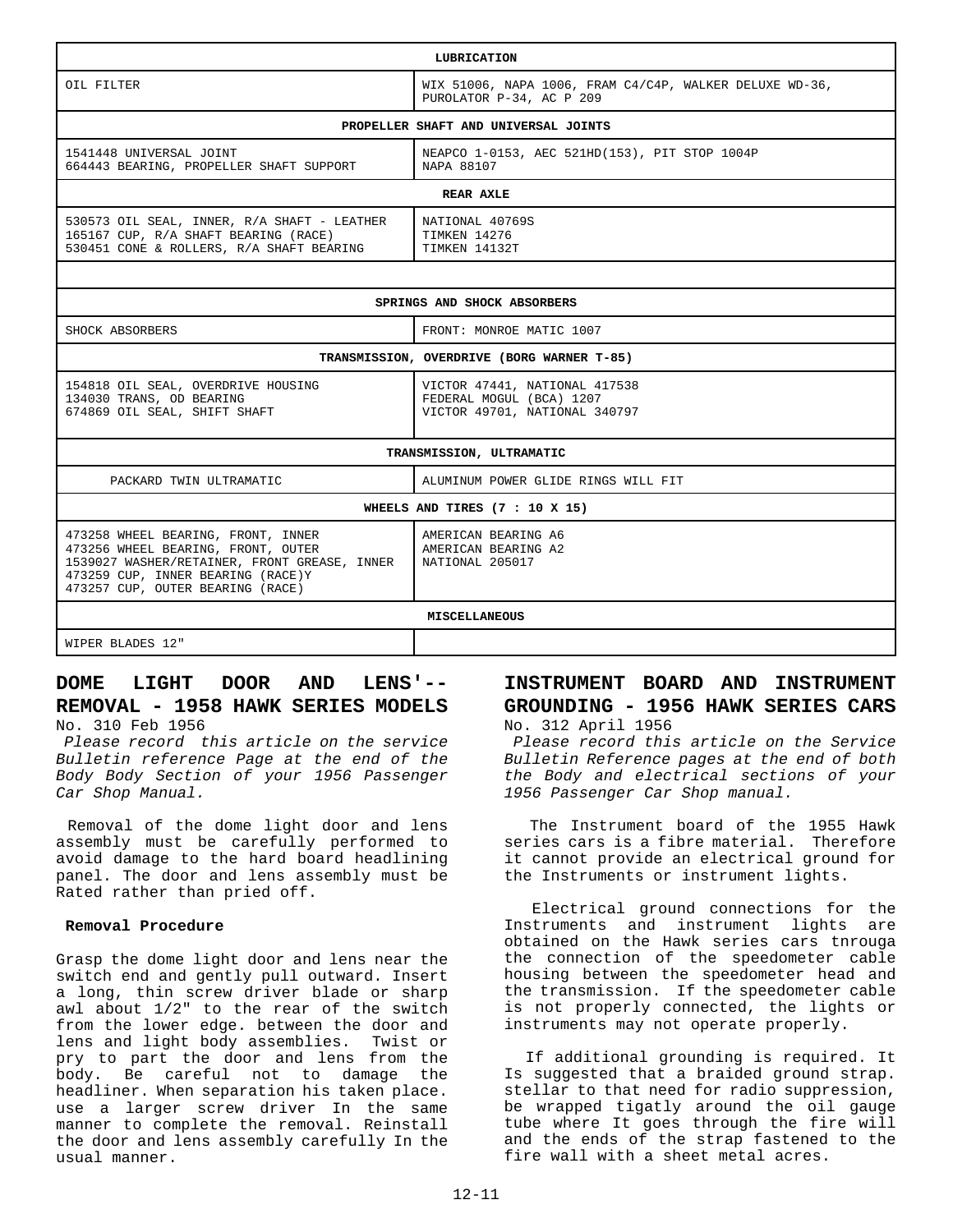| LUBRICATION | |
|---|---|
| OIL FILTER | WIX 51006, NAPA 1006, FRAM C4/C4P, WALKER DELUXE WD-36, PUROLATOR P-34, AC P 209 |
| **PROPELLER SHAFT AND UNIVERSAL JOINTS** | |
| 1541448 UNIVERSAL JOINT<br>664443 BEARING, PROPELLER SHAFT SUPPORT | NEAPCO 1-0153, AEC 521HD(153), PIT STOP 1004P<br>NAPA 88107 |
| **REAR AXLE** | |
| 530573 OIL SEAL, INNER, R/A SHAFT - LEATHER<br>165167 CUP, R/A SHAFT BEARING (RACE)<br>530451 CONE & ROLLERS, R/A SHAFT BEARING | NATIONAL 40769S<br>TIMKEN 14276<br>TIMKEN 14132T |
| | |
| **SPRINGS AND SHOCK ABSORBERS** | |
| SHOCK ABSORBERS | FRONT: MONROE MATIC 1007 |
| **TRANSMISSION, OVERDRIVE (BORG WARNER T-85)** | |
| 154818 OIL SEAL, OVERDRIVE HOUSING<br>134030 TRANS, OD BEARING<br>674869 OIL SEAL, SHIFT SHAFT | VICTOR 47441, NATIONAL 417538<br>FEDERAL MOGUL (BCA) 1207<br>VICTOR 49701, NATIONAL 340797 |
| **TRANSMISSION, ULTRAMATIC** | |
| PACKARD TWIN ULTRAMATIC | ALUMINUM POWER GLIDE RINGS WILL FIT |
| **WHEELS AND TIRES (7 : 10 X 15)** | |
| 473258 WHEEL BEARING, FRONT, INNER<br>473256 WHEEL BEARING, FRONT, OUTER<br>1539027 WASHER/RETAINER, FRONT GREASE, INNER<br>473259 CUP, INNER BEARING (RACE)Y<br>473257 CUP, OUTER BEARING (RACE) | AMERICAN BEARING A6<br>AMERICAN BEARING A2<br>NATIONAL 205017 |
| **MISCELLANEOUS** | |
| WIPER BLADES 12" | |

## DOME LIGHT DOOR AND LENS'-- REMOVAL - 1958 HAWK SERIES MODELS

No. 310 Feb 1956

*Please record this article on the service Bulletin reference Page at the end of the Body Body Section of your 1956 Passenger Car Shop Manual.*

Removal of the dome light door and lens assembly must be carefully performed to avoid damage to the hard board headlining panel. The door and lens assembly must be Rated rather than pried off.

**Removal Procedure**

Grasp the dome light door and lens near the switch end and gently pull outward. Insert a long, thin screw driver blade or sharp awl about 1/2" to the rear of the switch from the lower edge. between the door and lens and light body assemblies. Twist or pry to part the door and lens from the body. Be careful not to damage the headliner. When separation his taken place. use a larger screw driver In the same manner to complete the removal. Reinstall the door and lens assembly carefully In the usual manner.

## INSTRUMENT BOARD AND INSTRUMENT GROUNDING - 1956 HAWK SERIES CARS

No. 312 April 1956

*Please record this article on the Service Bulletin Reference pages at the end of both the Body and electrical sections of your 1956 Passenger Car Shop manual.*

The Instrument board of the 1955 Hawk series cars is a fibre material. Therefore it cannot provide an electrical ground for the Instruments or instrument lights.

Electrical ground connections for the Instruments and instrument lights are obtained on the Hawk series cars tnrouga the connection of the speedometer cable housing between the speedometer head and the transmission. If the speedometer cable is not properly connected, the lights or instruments may not operate properly.

If additional grounding is required. It Is suggested that a braided ground strap. stellar to that need for radio suppression, be wrapped tigatly around the oil gauge tube where It goes through the fire will and the ends of the strap fastened to the fire wall with a sheet metal acres.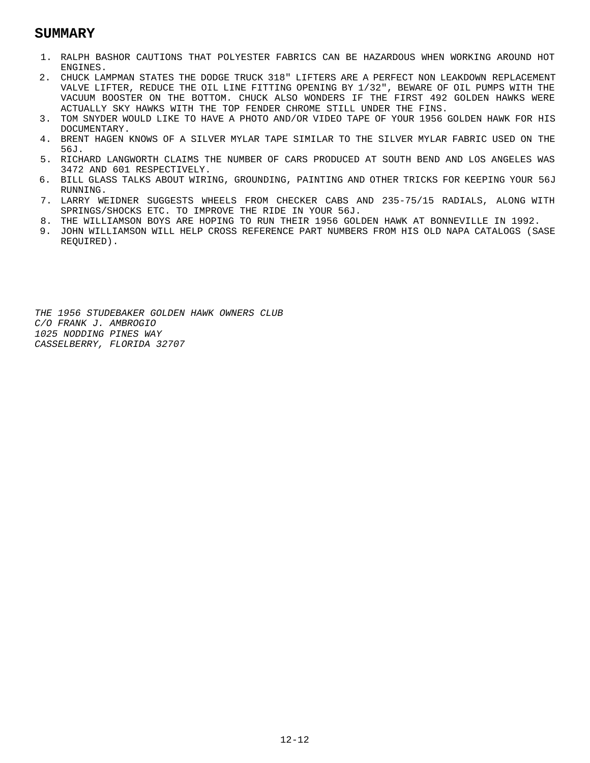## SUMMARY

1. RALPH BASHOR CAUTIONS THAT POLYESTER FABRICS CAN BE HAZARDOUS WHEN WORKING AROUND HOT ENGINES.
2. CHUCK LAMPMAN STATES THE DODGE TRUCK 318" LIFTERS ARE A PERFECT NON LEAKDOWN REPLACEMENT VALVE LIFTER, REDUCE THE OIL LINE FITTING OPENING BY 1/32", BEWARE OF OIL PUMPS WITH THE VACUUM BOOSTER ON THE BOTTOM. CHUCK ALSO WONDERS IF THE FIRST 492 GOLDEN HAWKS WERE ACTUALLY SKY HAWKS WITH THE TOP FENDER CHROME STILL UNDER THE FINS.
3. TOM SNYDER WOULD LIKE TO HAVE A PHOTO AND/OR VIDEO TAPE OF YOUR 1956 GOLDEN HAWK FOR HIS DOCUMENTARY.
4. BRENT HAGEN KNOWS OF A SILVER MYLAR TAPE SIMILAR TO THE SILVER MYLAR FABRIC USED ON THE 56J.
5. RICHARD LANGWORTH CLAIMS THE NUMBER OF CARS PRODUCED AT SOUTH BEND AND LOS ANGELES WAS 3472 AND 601 RESPECTIVELY.
6. BILL GLASS TALKS ABOUT WIRING, GROUNDING, PAINTING AND OTHER TRICKS FOR KEEPING YOUR 56J RUNNING.
7. LARRY WEIDNER SUGGESTS WHEELS FROM CHECKER CABS AND 235-75/15 RADIALS, ALONG WITH SPRINGS/SHOCKS ETC. TO IMPROVE THE RIDE IN YOUR 56J.
8. THE WILLIAMSON BOYS ARE HOPING TO RUN THEIR 1956 GOLDEN HAWK AT BONNEVILLE IN 1992.
9. JOHN WILLIAMSON WILL HELP CROSS REFERENCE PART NUMBERS FROM HIS OLD NAPA CATALOGS (SASE REQUIRED).

*THE 1956 STUDEBAKER GOLDEN HAWK OWNERS CLUB*
*C/O FRANK J. AMBROGIO*
*1025 NODDING PINES WAY*
*CASSELBERRY, FLORIDA 32707*